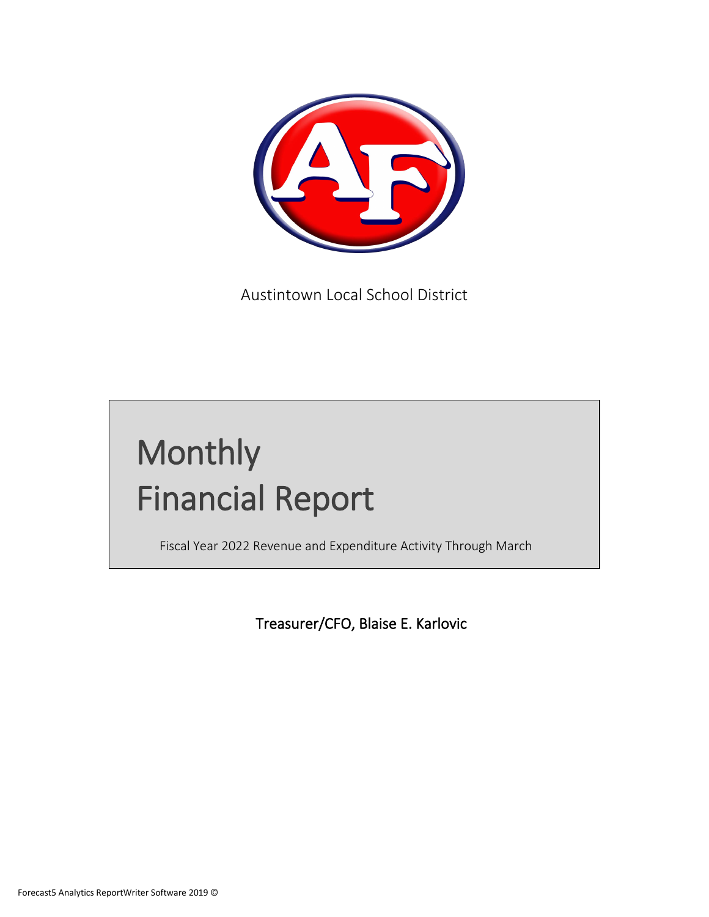Austintown Local School District

# Monthly Financial Report

Fiscal Year 2022 Revenue and Expenditure Activity Through March

Treasurer/CFO, Blaise E. Karlovic

Forecast5 Analytics ReportWriter Software 2019 ©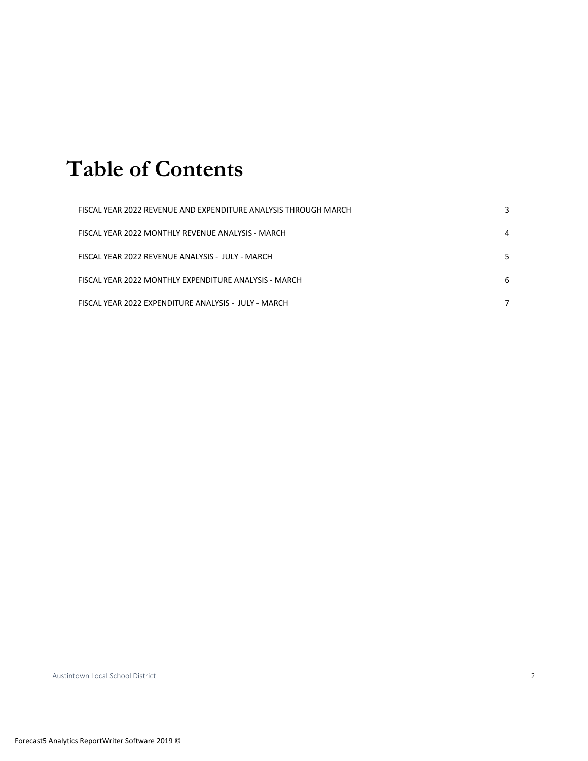# Table of Contents

| | |
|---|---|
| FISCAL YEAR 2022 REVENUE AND EXPENDITURE ANALYSIS THROUGH MARCH | 3 |
| FISCAL YEAR 2022 MONTHLY REVENUE ANALYSIS - MARCH | 4 |
| FISCAL YEAR 2022 REVENUE ANALYSIS - JULY - MARCH | 5 |
| FISCAL YEAR 2022 MONTHLY EXPENDITURE ANALYSIS - MARCH | 6 |
| FISCAL YEAR 2022 EXPENDITURE ANALYSIS - JULY - MARCH | 7 |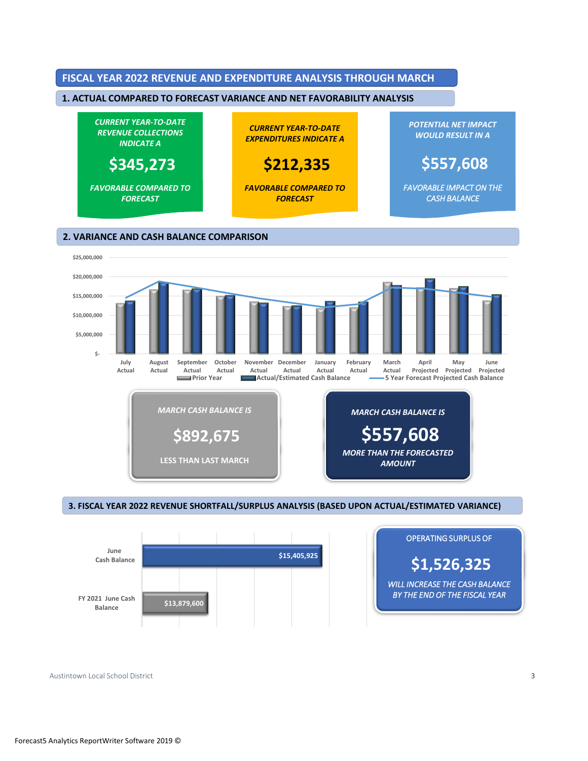# FISCAL YEAR 2022 REVENUE AND EXPENDITURE ANALYSIS THROUGH MARCH

## 1. ACTUAL COMPARED TO FORECAST VARIANCE AND NET FAVORABILITY ANALYSIS

*CURRENT YEAR-TO-DATE REVENUE COLLECTIONS INDICATE A*

**$345,273**

*FAVORABLE COMPARED TO FORECAST*

*CURRENT YEAR-TO-DATE EXPENDITURES INDICATE A*

**$212,335**

*FAVORABLE COMPARED TO FORECAST*

*POTENTIAL NET IMPACT WOULD RESULT IN A*

**$557,608**

*FAVORABLE IMPACT ON THE CASH BALANCE*

## 2. VARIANCE AND CASH BALANCE COMPARISON

$25,000,000
$20,000,000
$15,000,000
$10,000,000
$5,000,000
$-

July Actual | August Actual | September Actual | October Actual | November Actual | December Actual | January Actual | February Actual | March Actual | April Projected | May Projected | June Projected

Prior Year | Actual/Estimated Cash Balance | 5 Year Forecast Projected Cash Balance

*MARCH CASH BALANCE IS*

**$892,675**

LESS THAN LAST MARCH

*MARCH CASH BALANCE IS*

**$557,608**

*MORE THAN THE FORECASTED AMOUNT*

## 3. FISCAL YEAR 2022 REVENUE SHORTFALL/SURPLUS ANALYSIS (BASED UPON ACTUAL/ESTIMATED VARIANCE)

| | |
|---|---|
| June Cash Balance | $15,405,925 |
| FY 2021 June Cash Balance | $13,879,600 |

OPERATING SURPLUS OF

**$1,526,325**

*WILL INCREASE THE CASH BALANCE BY THE END OF THE FISCAL YEAR*

Austintown Local School District

Forecast5 Analytics ReportWriter Software 2019 ©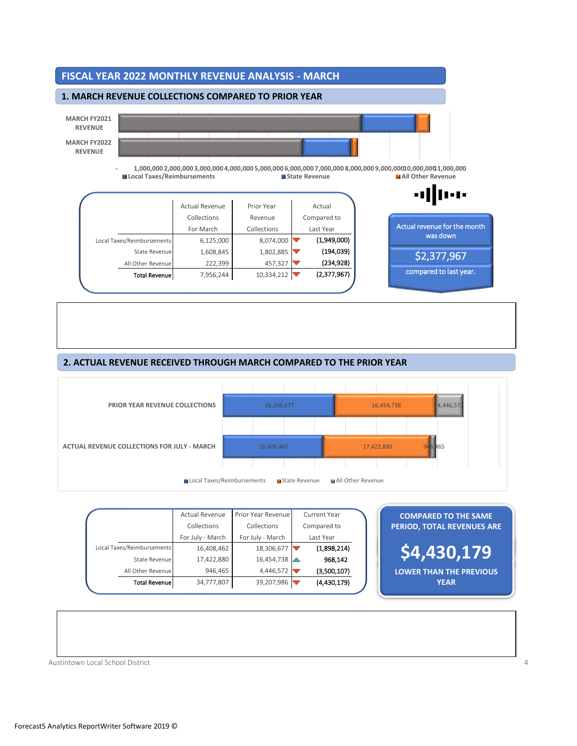# FISCAL YEAR 2022 MONTHLY REVENUE ANALYSIS - MARCH

## 1. MARCH REVENUE COLLECTIONS COMPARED TO PRIOR YEAR

MARCH FY2021 REVENUE

MARCH FY2022 REVENUE

- 1,000,000 2,000,000 3,000,000 4,000,000 5,000,000 6,000,000 7,000,000 8,000,000 9,000,000 10,000,000 11,000,000

Local Taxes/Reimbursements | State Revenue | All Other Revenue

| | Actual Revenue Collections For March | Prior Year Revenue Collections | Actual Compared to Last Year |
|---|---|---|---|
| Local Taxes/Reimbursements | 6,125,000 | 8,074,000 | (1,949,000) |
| State Revenue | 1,608,845 | 1,802,885 | (194,039) |
| All Other Revenue | 222,399 | 457,327 | (234,928) |
| **Total Revenue** | 7,956,244 | 10,334,212 | (2,377,967) |

Actual revenue for the month was down

$2,377,967

compared to last year.

## 2. ACTUAL REVENUE RECEIVED THROUGH MARCH COMPARED TO THE PRIOR YEAR

PRIOR YEAR REVENUE COLLECTIONS: 18,306,677 | 16,454,738 | 4,446,572

ACTUAL REVENUE COLLECTIONS FOR JULY - MARCH: 16,408,462 | 17,422,880 | 946,465

Local Taxes/Reimbursements | State Revenue | All Other Revenue

| | Actual Revenue Collections For July - March | Prior Year Revenue Collections For July - March | Current Year Compared to Last Year |
|---|---|---|---|
| Local Taxes/Reimbursements | 16,408,462 | 18,306,677 | (1,898,214) |
| State Revenue | 17,422,880 | 16,454,738 | 968,142 |
| All Other Revenue | 946,465 | 4,446,572 | (3,500,107) |
| **Total Revenue** | 34,777,807 | 39,207,986 | (4,430,179) |

**COMPARED TO THE SAME PERIOD, TOTAL REVENUES ARE**

**$4,430,179**

**LOWER THAN THE PREVIOUS YEAR**

Austintown Local School District

Forecast5 Analytics ReportWriter Software 2019 ©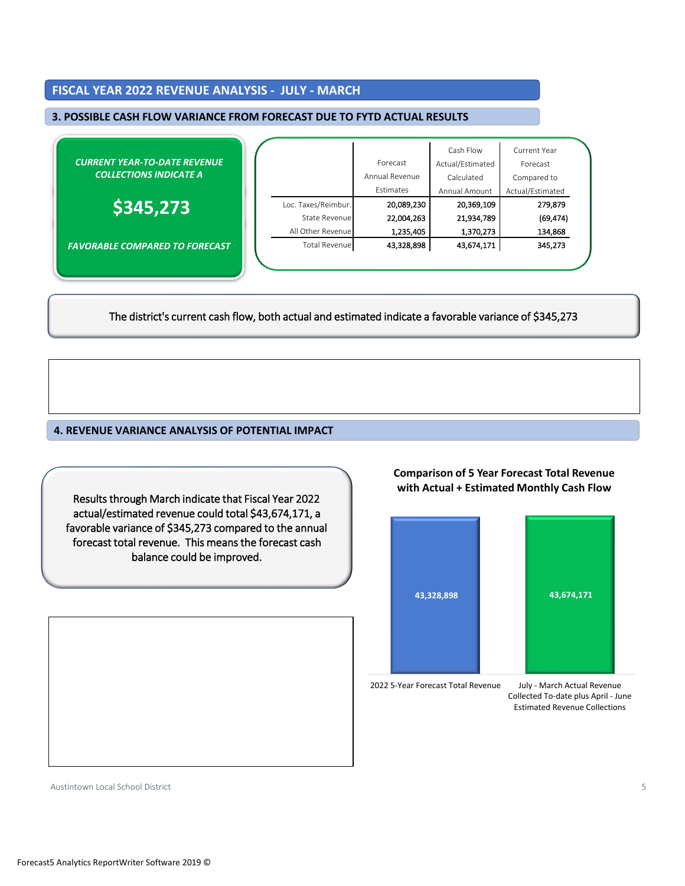## FISCAL YEAR 2022 REVENUE ANALYSIS - JULY - MARCH

### 3. POSSIBLE CASH FLOW VARIANCE FROM FORECAST DUE TO FYTD ACTUAL RESULTS

*CURRENT YEAR-TO-DATE REVENUE COLLECTIONS INDICATE A*

**$345,273**

*FAVORABLE COMPARED TO FORECAST*

| | Forecast Annual Revenue Estimates | Cash Flow Actual/Estimated Calculated Annual Amount | Current Year Forecast Compared to Actual/Estimated |
|---|---|---|---|
| Loc. Taxes/Reimbur. | 20,089,230 | 20,369,109 | 279,879 |
| State Revenue | 22,004,263 | 21,934,789 | (69,474) |
| All Other Revenue | 1,235,405 | 1,370,273 | 134,868 |
| Total Revenue | 43,328,898 | 43,674,171 | 345,273 |

The district's current cash flow, both actual and estimated indicate a favorable variance of $345,273

### 4. REVENUE VARIANCE ANALYSIS OF POTENTIAL IMPACT

Results through March indicate that Fiscal Year 2022 actual/estimated revenue could total $43,674,171, a favorable variance of $345,273 compared to the annual forecast total revenue. This means the forecast cash balance could be improved.

**Comparison of 5 Year Forecast Total Revenue with Actual + Estimated Monthly Cash Flow**

| 2022 5-Year Forecast Total Revenue | July - March Actual Revenue Collected To-date plus April - June Estimated Revenue Collections |
|---|---|
| 43,328,898 | 43,674,171 |

Austintown Local School District

Forecast5 Analytics ReportWriter Software 2019 ©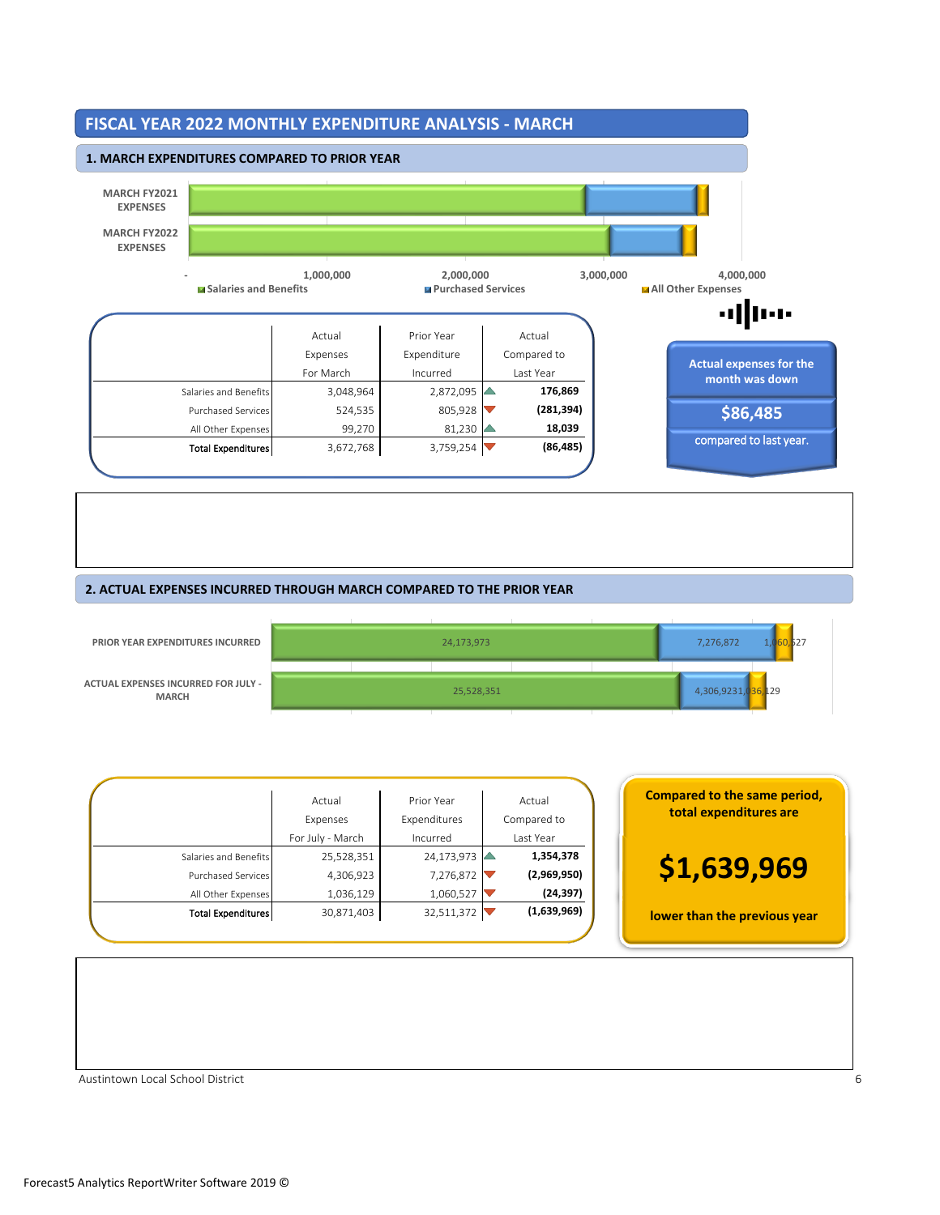# FISCAL YEAR 2022 MONTHLY EXPENDITURE ANALYSIS - MARCH

## 1. MARCH EXPENDITURES COMPARED TO PRIOR YEAR

| | Actual Expenses For March | Prior Year Expenditure Incurred | Actual Compared to Last Year |
|---|---|---|---|
| Salaries and Benefits | 3,048,964 | 2,872,095 | **176,869** |
| Purchased Services | 524,535 | 805,928 | **(281,394)** |
| All Other Expenses | 99,270 | 81,230 | **18,039** |
| **Total Expenditures** | 3,672,768 | 3,759,254 | **(86,485)** |

**Actual expenses for the month was down**

**$86,485**

compared to last year.

## 2. ACTUAL EXPENSES INCURRED THROUGH MARCH COMPARED TO THE PRIOR YEAR

| | Actual Expenses For July - March | Prior Year Expenditures Incurred | Actual Compared to Last Year |
|---|---|---|---|
| Salaries and Benefits | 25,528,351 | 24,173,973 | **1,354,378** |
| Purchased Services | 4,306,923 | 7,276,872 | **(2,969,950)** |
| All Other Expenses | 1,036,129 | 1,060,527 | **(24,397)** |
| **Total Expenditures** | 30,871,403 | 32,511,372 | **(1,639,969)** |

**Compared to the same period, total expenditures are**

**$1,639,969**

**lower than the previous year**

Austintown Local School District

Forecast5 Analytics ReportWriter Software 2019 ©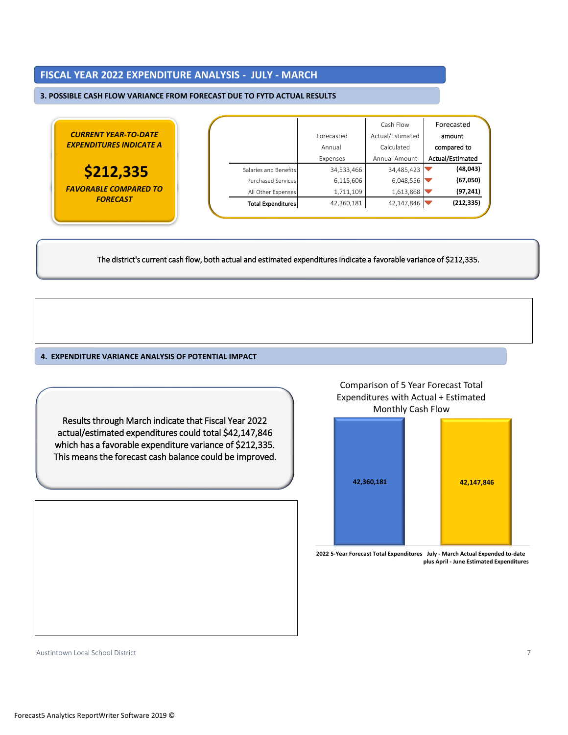## FISCAL YEAR 2022 EXPENDITURE ANALYSIS - JULY - MARCH

### 3. POSSIBLE CASH FLOW VARIANCE FROM FORECAST DUE TO FYTD ACTUAL RESULTS

***CURRENT YEAR-TO-DATE EXPENDITURES INDICATE A***

# $212,335

***FAVORABLE COMPARED TO FORECAST***

| | Forecasted Annual Expenses | Cash Flow Actual/Estimated Calculated Annual Amount | Forecasted amount compared to Actual/Estimated |
|---|---|---|---|
| Salaries and Benefits | 34,533,466 | 34,485,423 | **(48,043)** |
| Purchased Services | 6,115,606 | 6,048,556 | **(67,050)** |
| All Other Expenses | 1,711,109 | 1,613,868 | **(97,241)** |
| **Total Expenditures** | 42,360,181 | 42,147,846 | **(212,335)** |

The district's current cash flow, both actual and estimated expenditures indicate a favorable variance of $212,335.

### 4. EXPENDITURE VARIANCE ANALYSIS OF POTENTIAL IMPACT

Results through March indicate that Fiscal Year 2022 actual/estimated expenditures could total $42,147,846 which has a favorable expenditure variance of $212,335. This means the forecast cash balance could be improved.

Comparison of 5 Year Forecast Total Expenditures with Actual + Estimated Monthly Cash Flow

42,360,181

42,147,846

2022 5-Year Forecast Total Expenditures

July - March Actual Expended to-date plus April - June Estimated Expenditures

Austintown Local School District

Forecast5 Analytics ReportWriter Software 2019 ©